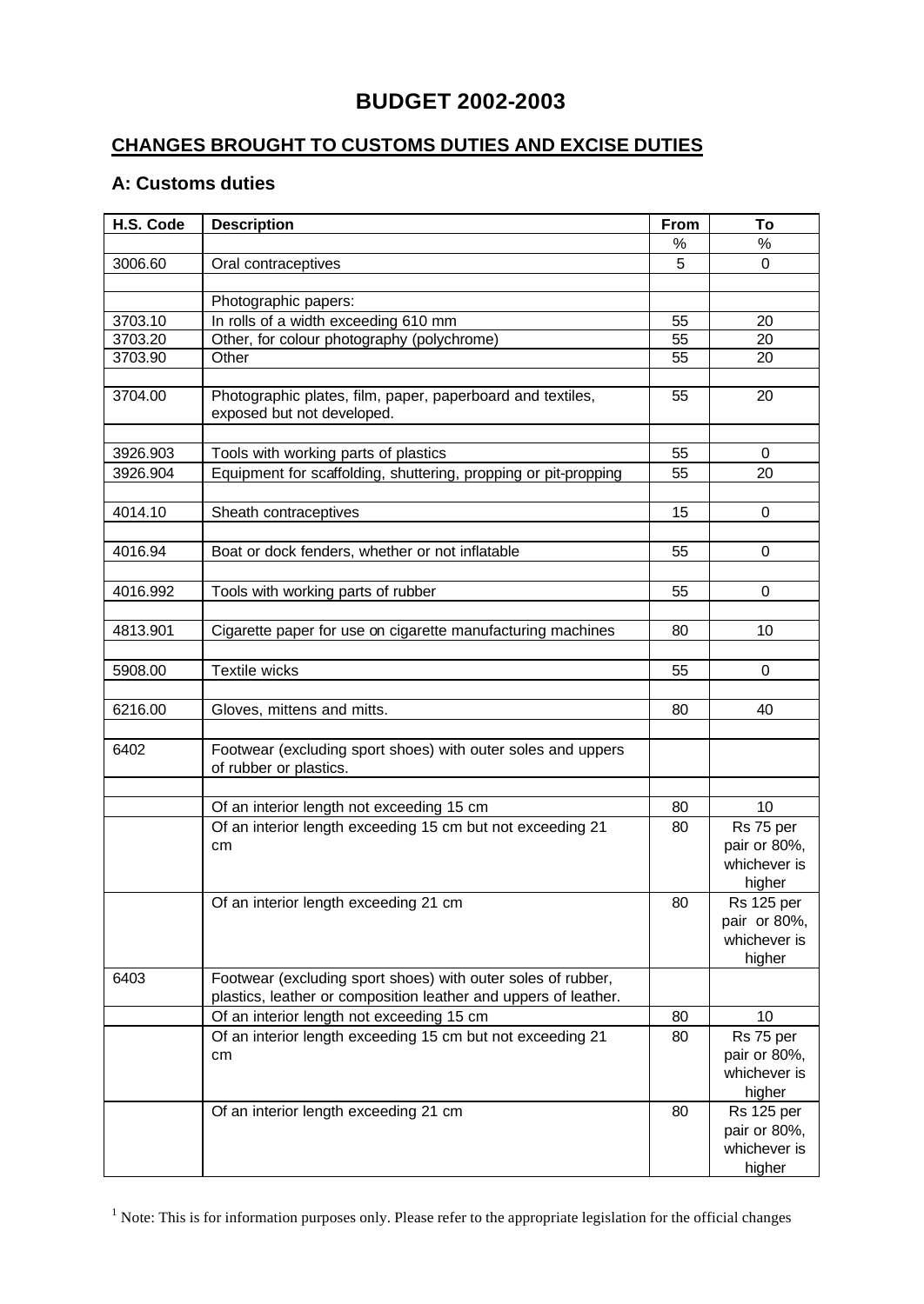# BUDGET 2002-2003

## CHANGES BROUGHT TO CUSTOMS DUTIES AND EXCISE DUTIES

### A: Customs duties

| H.S. Code | Description | From | To |
|---|---|---|---|
| | | % | % |
| 3006.60 | Oral contraceptives | 5 | 0 |
| | | | |
| | Photographic papers: | | |
| 3703.10 | In rolls of a width exceeding 610 mm | 55 | 20 |
| 3703.20 | Other, for colour photography (polychrome) | 55 | 20 |
| 3703.90 | Other | 55 | 20 |
| | | | |
| 3704.00 | Photographic plates, film, paper, paperboard and textiles, exposed but not developed. | 55 | 20 |
| | | | |
| 3926.903 | Tools with working parts of plastics | 55 | 0 |
| 3926.904 | Equipment for scaffolding, shuttering, propping or pit-propping | 55 | 20 |
| | | | |
| 4014.10 | Sheath contraceptives | 15 | 0 |
| | | | |
| 4016.94 | Boat or dock fenders, whether or not inflatable | 55 | 0 |
| | | | |
| 4016.992 | Tools with working parts of rubber | 55 | 0 |
| | | | |
| 4813.901 | Cigarette paper for use on cigarette manufacturing machines | 80 | 10 |
| | | | |
| 5908.00 | Textile wicks | 55 | 0 |
| | | | |
| 6216.00 | Gloves, mittens and mitts. | 80 | 40 |
| | | | |
| 6402 | Footwear (excluding sport shoes) with outer soles and uppers of rubber or plastics. | | |
| | | | |
| | Of an interior length not exceeding 15 cm | 80 | 10 |
| | Of an interior length exceeding 15 cm but not exceeding 21 cm | 80 | Rs 75 per pair or 80%, whichever is higher |
| | Of an interior length exceeding 21 cm | 80 | Rs 125 per pair or 80%, whichever is higher |
| 6403 | Footwear (excluding sport shoes) with outer soles of rubber, plastics, leather or composition leather and uppers of leather. | | |
| | Of an interior length not exceeding 15 cm | 80 | 10 |
| | Of an interior length exceeding 15 cm but not exceeding 21 cm | 80 | Rs 75 per pair or 80%, whichever is higher |
| | Of an interior length exceeding 21 cm | 80 | Rs 125 per pair or 80%, whichever is higher |

[1] Note: This is for information purposes only. Please refer to the appropriate legislation for the official changes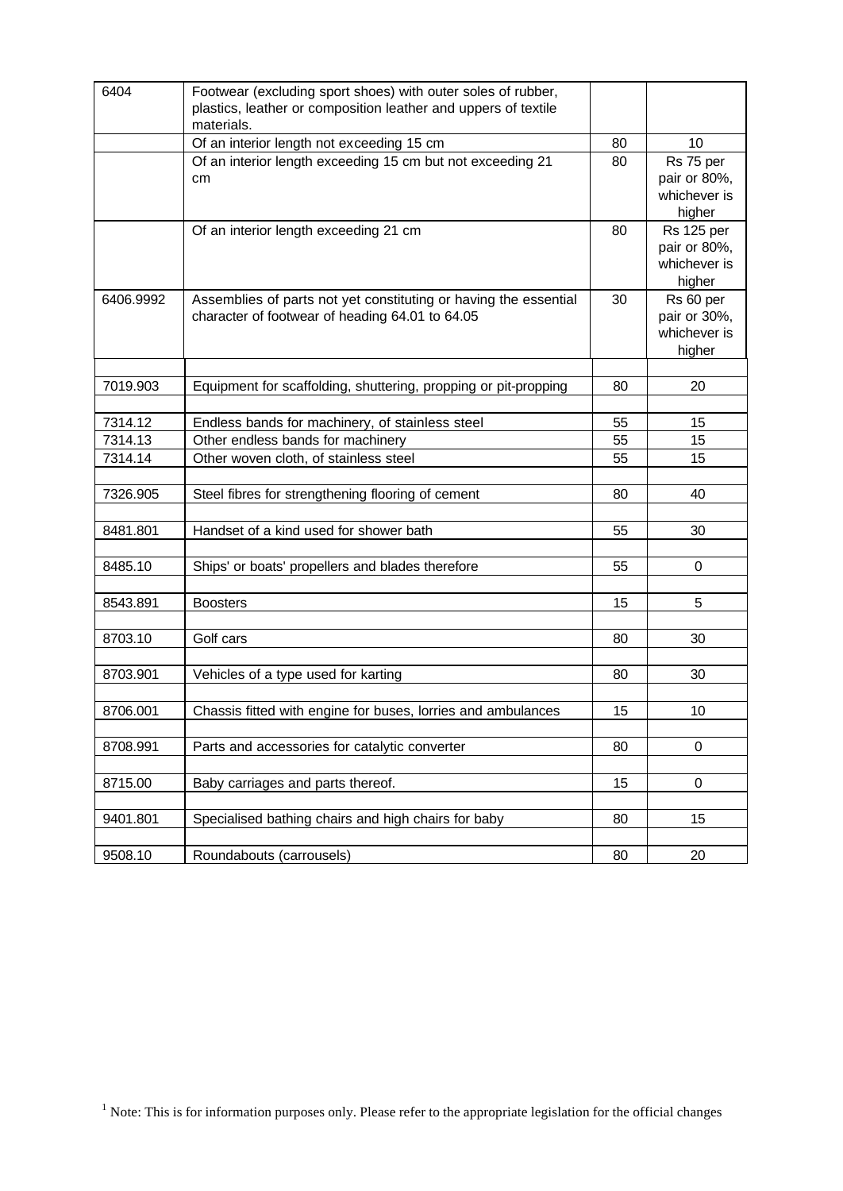| | | | |
|---|---|---|---|
| 6404 | Footwear (excluding sport shoes) with outer soles of rubber, plastics, leather or composition leather and uppers of textile materials. | | |
| | Of an interior length not exceeding 15 cm | 80 | 10 |
| | Of an interior length exceeding 15 cm but not exceeding 21 cm | 80 | Rs 75 per pair or 80%, whichever is higher |
| | Of an interior length exceeding 21 cm | 80 | Rs 125 per pair or 80%, whichever is higher |
| 6406.9992 | Assemblies of parts not yet constituting or having the essential character of footwear of heading 64.01 to 64.05 | 30 | Rs 60 per pair or 30%, whichever is higher |
| | | | |
| 7019.903 | Equipment for scaffolding, shuttering, propping or pit-propping | 80 | 20 |
| | | | |
| 7314.12 | Endless bands for machinery, of stainless steel | 55 | 15 |
| 7314.13 | Other endless bands for machinery | 55 | 15 |
| 7314.14 | Other woven cloth, of stainless steel | 55 | 15 |
| | | | |
| 7326.905 | Steel fibres for strengthening flooring of cement | 80 | 40 |
| | | | |
| 8481.801 | Handset of a kind used for shower bath | 55 | 30 |
| | | | |
| 8485.10 | Ships' or boats' propellers and blades therefore | 55 | 0 |
| | | | |
| 8543.891 | Boosters | 15 | 5 |
| | | | |
| 8703.10 | Golf cars | 80 | 30 |
| | | | |
| 8703.901 | Vehicles of a type used for karting | 80 | 30 |
| | | | |
| 8706.001 | Chassis fitted with engine for buses, lorries and ambulances | 15 | 10 |
| | | | |
| 8708.991 | Parts and accessories for catalytic converter | 80 | 0 |
| | | | |
| 8715.00 | Baby carriages and parts thereof. | 15 | 0 |
| | | | |
| 9401.801 | Specialised bathing chairs and high chairs for baby | 80 | 15 |
| | | | |
| 9508.10 | Roundabouts (carrousels) | 80 | 20 |

[1] Note: This is for information purposes only. Please refer to the appropriate legislation for the official changes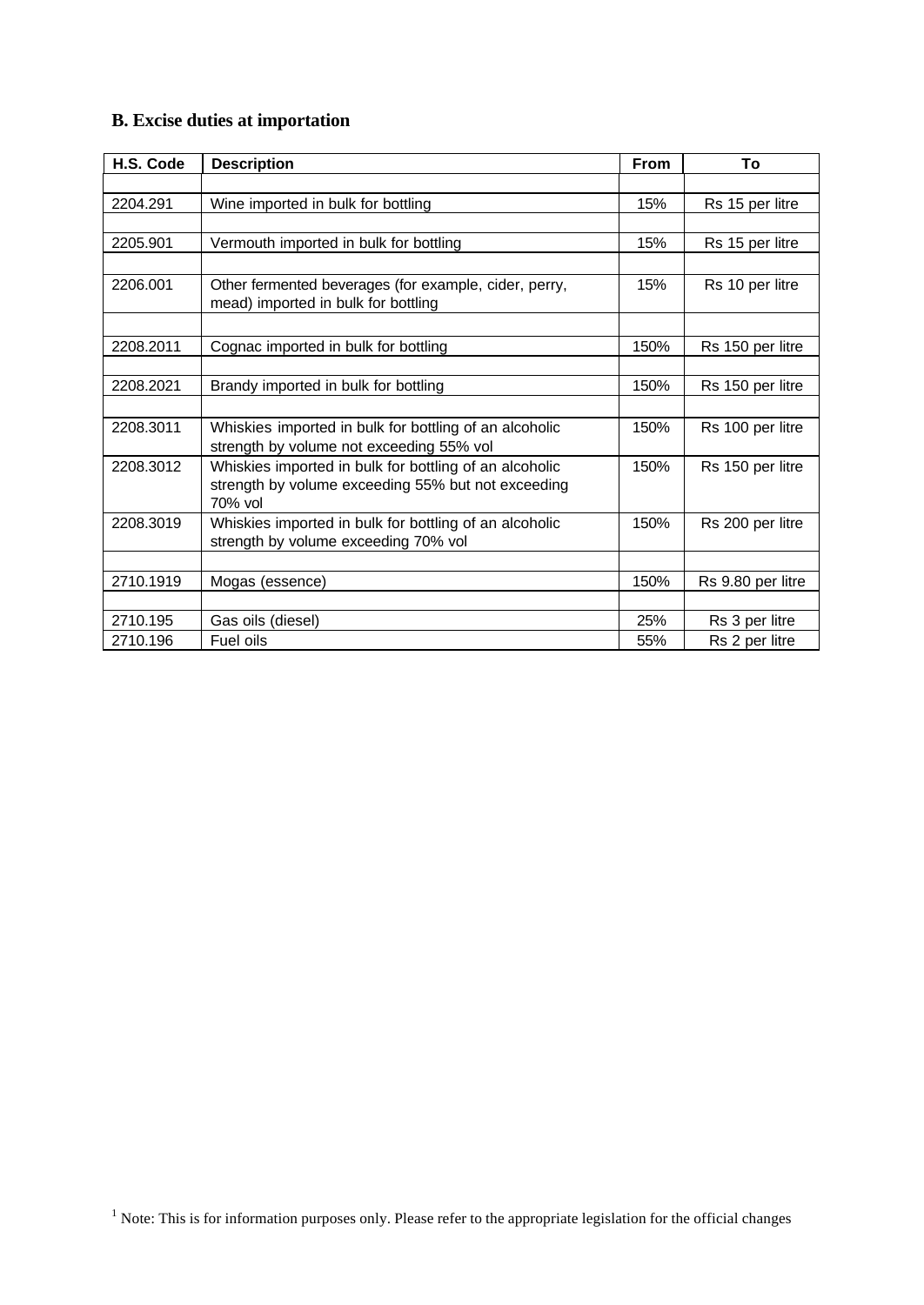## B. Excise duties at importation

| H.S. Code | Description | From | To |
|---|---|---|---|
| 2204.291 | Wine imported in bulk for bottling | 15% | Rs 15 per litre |
| 2205.901 | Vermouth imported in bulk for bottling | 15% | Rs 15 per litre |
| 2206.001 | Other fermented beverages (for example, cider, perry, mead) imported in bulk for bottling | 15% | Rs 10 per litre |
| 2208.2011 | Cognac imported in bulk for bottling | 150% | Rs 150 per litre |
| 2208.2021 | Brandy imported in bulk for bottling | 150% | Rs 150 per litre |
| 2208.3011 | Whiskies imported in bulk for bottling of an alcoholic strength by volume not exceeding 55% vol | 150% | Rs 100 per litre |
| 2208.3012 | Whiskies imported in bulk for bottling of an alcoholic strength by volume exceeding 55% but not exceeding 70% vol | 150% | Rs 150 per litre |
| 2208.3019 | Whiskies imported in bulk for bottling of an alcoholic strength by volume exceeding 70% vol | 150% | Rs 200 per litre |
| 2710.1919 | Mogas (essence) | 150% | Rs 9.80 per litre |
| 2710.195 | Gas oils (diesel) | 25% | Rs 3 per litre |
| 2710.196 | Fuel oils | 55% | Rs 2 per litre |

[1] Note: This is for information purposes only. Please refer to the appropriate legislation for the official changes